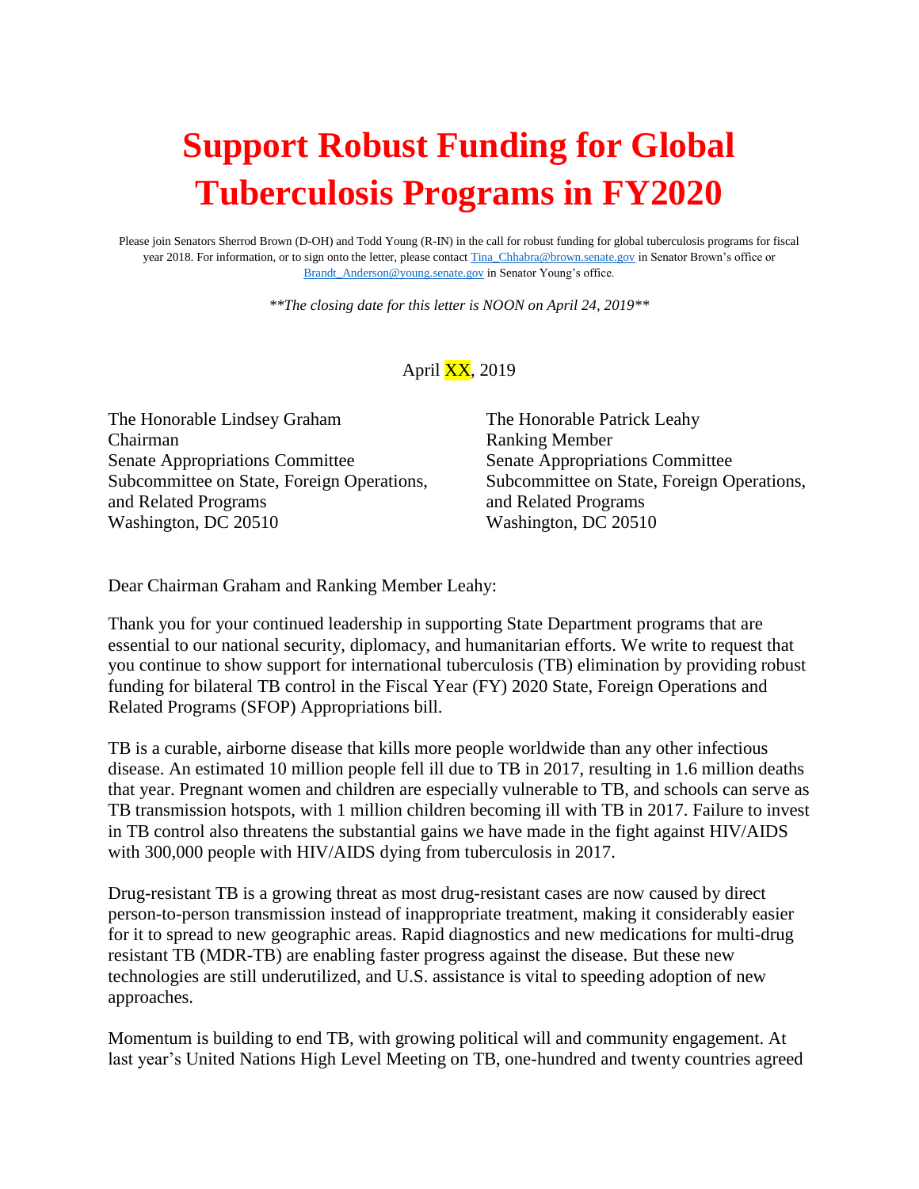# Support Robust Funding for Global Tuberculosis Programs in FY2020

Please join Senators Sherrod Brown (D-OH) and Todd Young (R-IN) in the call for robust funding for global tuberculosis programs for fiscal year 2018. For information, or to sign onto the letter, please contact Tina_Chhabra@brown.senate.gov in Senator Brown's office or Brandt_Anderson@young.senate.gov in Senator Young's office.

*\*\*The closing date for this letter is NOON on April 24, 2019\*\**

April XX, 2019

The Honorable Lindsey Graham
Chairman
Senate Appropriations Committee
Subcommittee on State, Foreign Operations, and Related Programs
Washington, DC 20510

The Honorable Patrick Leahy
Ranking Member
Senate Appropriations Committee
Subcommittee on State, Foreign Operations, and Related Programs
Washington, DC 20510

Dear Chairman Graham and Ranking Member Leahy:

Thank you for your continued leadership in supporting State Department programs that are essential to our national security, diplomacy, and humanitarian efforts. We write to request that you continue to show support for international tuberculosis (TB) elimination by providing robust funding for bilateral TB control in the Fiscal Year (FY) 2020 State, Foreign Operations and Related Programs (SFOP) Appropriations bill.

TB is a curable, airborne disease that kills more people worldwide than any other infectious disease. An estimated 10 million people fell ill due to TB in 2017, resulting in 1.6 million deaths that year. Pregnant women and children are especially vulnerable to TB, and schools can serve as TB transmission hotspots, with 1 million children becoming ill with TB in 2017. Failure to invest in TB control also threatens the substantial gains we have made in the fight against HIV/AIDS with 300,000 people with HIV/AIDS dying from tuberculosis in 2017.

Drug-resistant TB is a growing threat as most drug-resistant cases are now caused by direct person-to-person transmission instead of inappropriate treatment, making it considerably easier for it to spread to new geographic areas. Rapid diagnostics and new medications for multi-drug resistant TB (MDR-TB) are enabling faster progress against the disease. But these new technologies are still underutilized, and U.S. assistance is vital to speeding adoption of new approaches.

Momentum is building to end TB, with growing political will and community engagement. At last year's United Nations High Level Meeting on TB, one-hundred and twenty countries agreed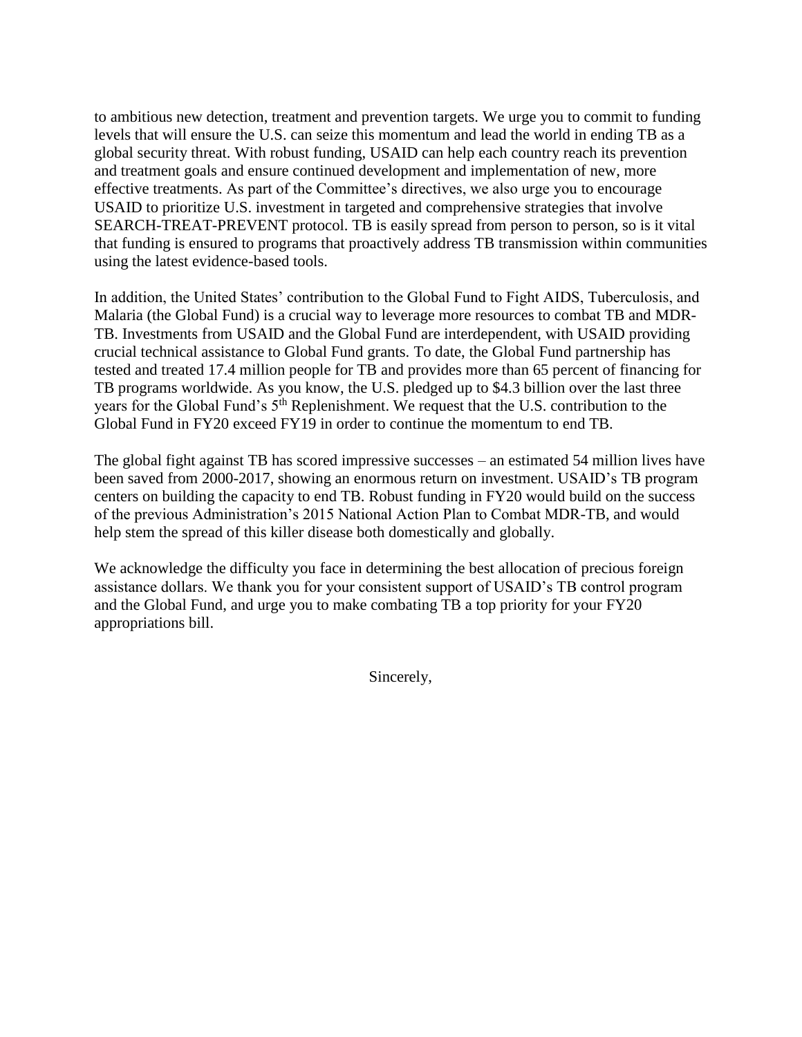to ambitious new detection, treatment and prevention targets. We urge you to commit to funding levels that will ensure the U.S. can seize this momentum and lead the world in ending TB as a global security threat. With robust funding, USAID can help each country reach its prevention and treatment goals and ensure continued development and implementation of new, more effective treatments. As part of the Committee's directives, we also urge you to encourage USAID to prioritize U.S. investment in targeted and comprehensive strategies that involve SEARCH-TREAT-PREVENT protocol. TB is easily spread from person to person, so is it vital that funding is ensured to programs that proactively address TB transmission within communities using the latest evidence-based tools.

In addition, the United States' contribution to the Global Fund to Fight AIDS, Tuberculosis, and Malaria (the Global Fund) is a crucial way to leverage more resources to combat TB and MDR-TB. Investments from USAID and the Global Fund are interdependent, with USAID providing crucial technical assistance to Global Fund grants. To date, the Global Fund partnership has tested and treated 17.4 million people for TB and provides more than 65 percent of financing for TB programs worldwide. As you know, the U.S. pledged up to $4.3 billion over the last three years for the Global Fund's 5th Replenishment. We request that the U.S. contribution to the Global Fund in FY20 exceed FY19 in order to continue the momentum to end TB.

The global fight against TB has scored impressive successes – an estimated 54 million lives have been saved from 2000-2017, showing an enormous return on investment. USAID's TB program centers on building the capacity to end TB. Robust funding in FY20 would build on the success of the previous Administration's 2015 National Action Plan to Combat MDR-TB, and would help stem the spread of this killer disease both domestically and globally.

We acknowledge the difficulty you face in determining the best allocation of precious foreign assistance dollars. We thank you for your consistent support of USAID's TB control program and the Global Fund, and urge you to make combating TB a top priority for your FY20 appropriations bill.

Sincerely,